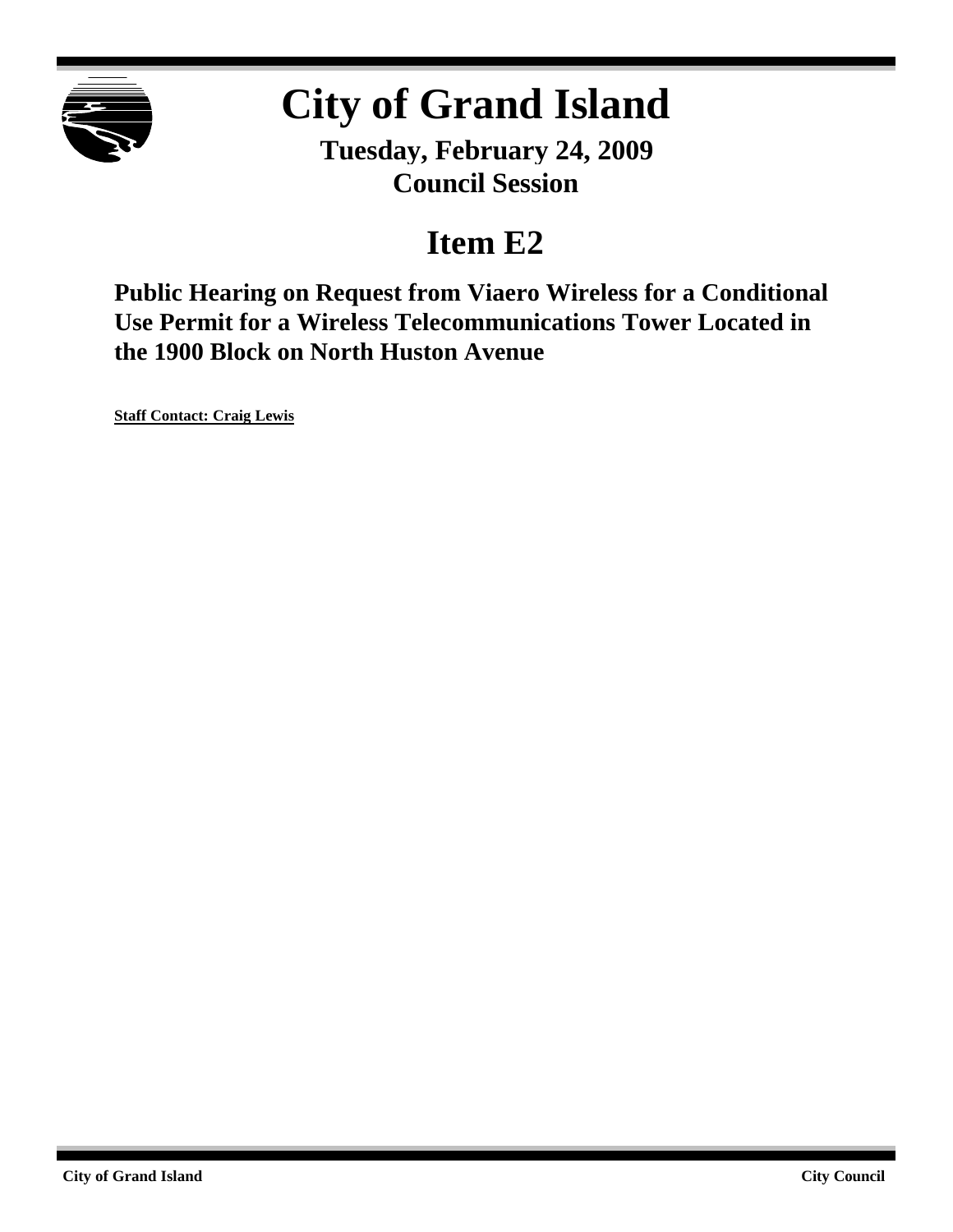# City of Grand Island

**Tuesday, February 24, 2009**
**Council Session**

## Item E2

### Public Hearing on Request from Viaero Wireless for a Conditional Use Permit for a Wireless Telecommunications Tower Located in the 1900 Block on North Huston Avenue

**Staff Contact: Craig Lewis**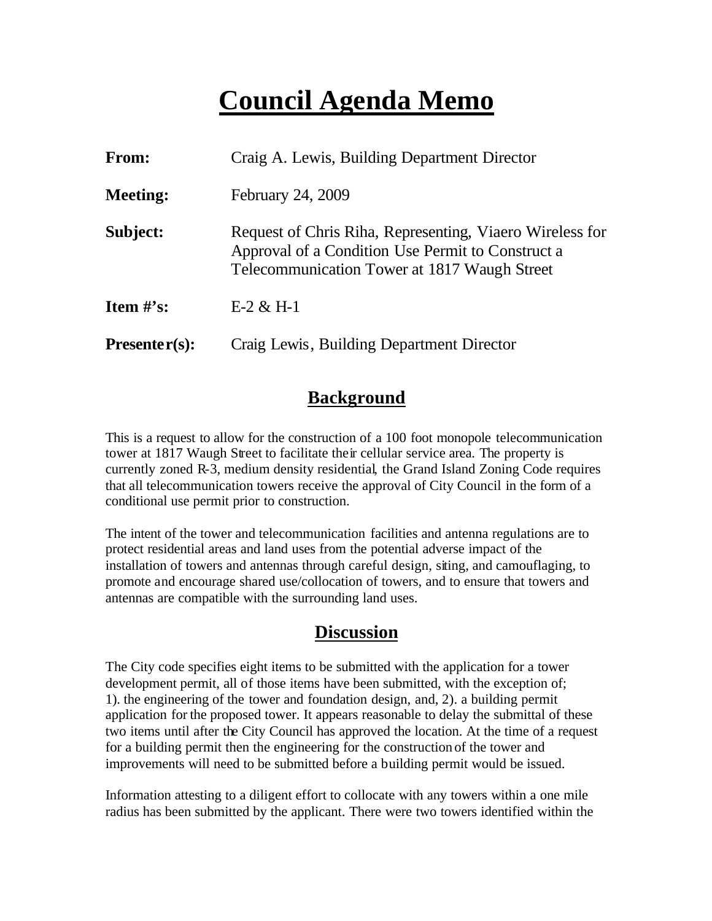# Council Agenda Memo

**From:** Craig A. Lewis, Building Department Director

**Meeting:** February 24, 2009

**Subject:** Request of Chris Riha, Representing, Viaero Wireless for Approval of a Condition Use Permit to Construct a Telecommunication Tower at 1817 Waugh Street

**Item #'s:** E-2 & H-1

**Presenter(s):** Craig Lewis, Building Department Director

## Background

This is a request to allow for the construction of a 100 foot monopole telecommunication tower at 1817 Waugh Street to facilitate their cellular service area. The property is currently zoned R-3, medium density residential, the Grand Island Zoning Code requires that all telecommunication towers receive the approval of City Council in the form of a conditional use permit prior to construction.

The intent of the tower and telecommunication facilities and antenna regulations are to protect residential areas and land uses from the potential adverse impact of the installation of towers and antennas through careful design, siting, and camouflaging, to promote and encourage shared use/collocation of towers, and to ensure that towers and antennas are compatible with the surrounding land uses.

## Discussion

The City code specifies eight items to be submitted with the application for a tower development permit, all of those items have been submitted, with the exception of; 1). the engineering of the tower and foundation design, and, 2). a building permit application for the proposed tower. It appears reasonable to delay the submittal of these two items until after the City Council has approved the location. At the time of a request for a building permit then the engineering for the construction of the tower and improvements will need to be submitted before a building permit would be issued.

Information attesting to a diligent effort to collocate with any towers within a one mile radius has been submitted by the applicant. There were two towers identified within the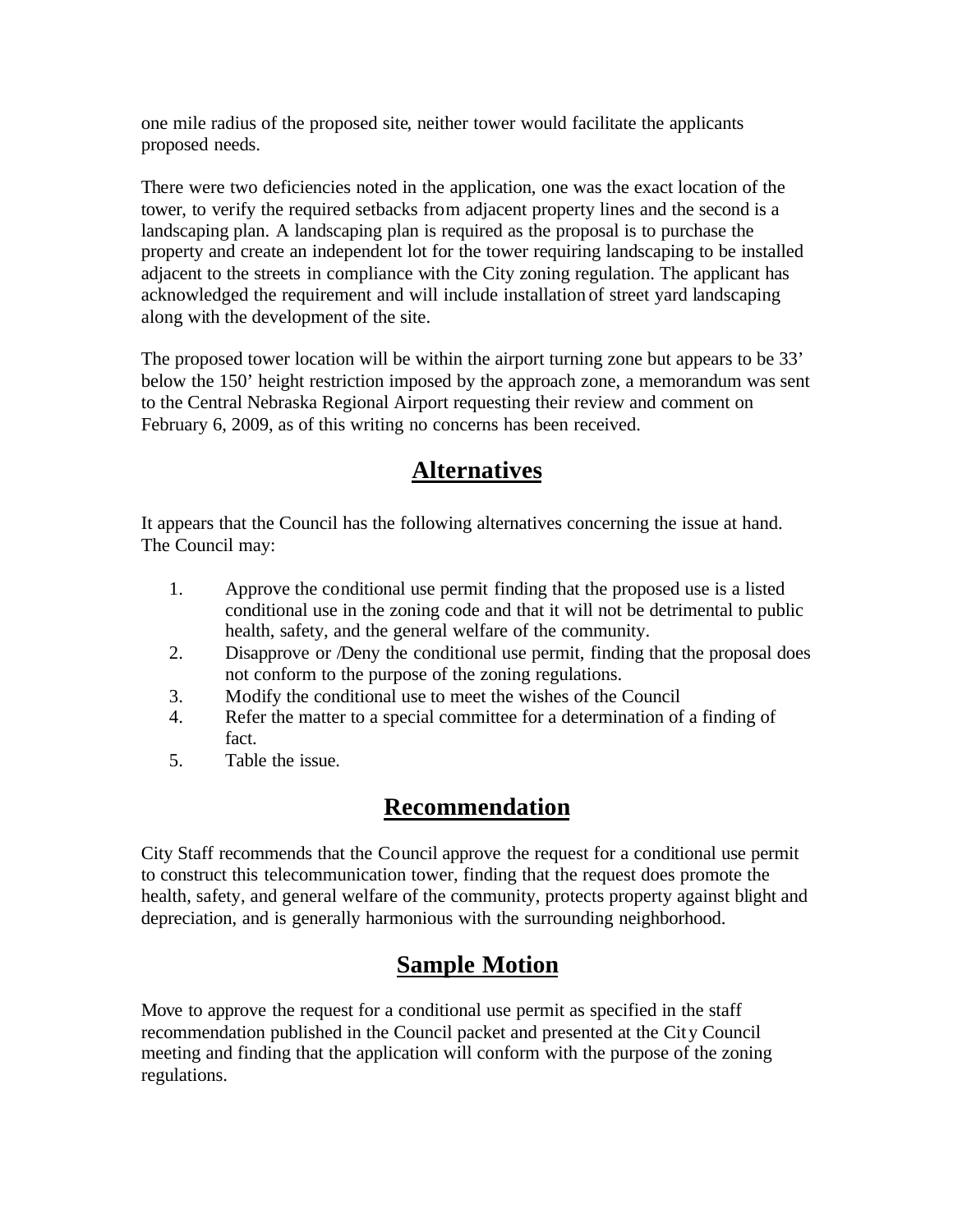one mile radius of the proposed site, neither tower would facilitate the applicants proposed needs.

There were two deficiencies noted in the application, one was the exact location of the tower, to verify the required setbacks from adjacent property lines and the second is a landscaping plan. A landscaping plan is required as the proposal is to purchase the property and create an independent lot for the tower requiring landscaping to be installed adjacent to the streets in compliance with the City zoning regulation. The applicant has acknowledged the requirement and will include installation of street yard landscaping along with the development of the site.

The proposed tower location will be within the airport turning zone but appears to be 33' below the 150' height restriction imposed by the approach zone, a memorandum was sent to the Central Nebraska Regional Airport requesting their review and comment on February 6, 2009, as of this writing no concerns has been received.

## **Alternatives**

It appears that the Council has the following alternatives concerning the issue at hand. The Council may:

1. Approve the conditional use permit finding that the proposed use is a listed conditional use in the zoning code and that it will not be detrimental to public health, safety, and the general welfare of the community.
2. Disapprove or /Deny the conditional use permit, finding that the proposal does not conform to the purpose of the zoning regulations.
3. Modify the conditional use to meet the wishes of the Council
4. Refer the matter to a special committee for a determination of a finding of fact.
5. Table the issue.

## **Recommendation**

City Staff recommends that the Council approve the request for a conditional use permit to construct this telecommunication tower, finding that the request does promote the health, safety, and general welfare of the community, protects property against blight and depreciation, and is generally harmonious with the surrounding neighborhood.

## **Sample Motion**

Move to approve the request for a conditional use permit as specified in the staff recommendation published in the Council packet and presented at the City Council meeting and finding that the application will conform with the purpose of the zoning regulations.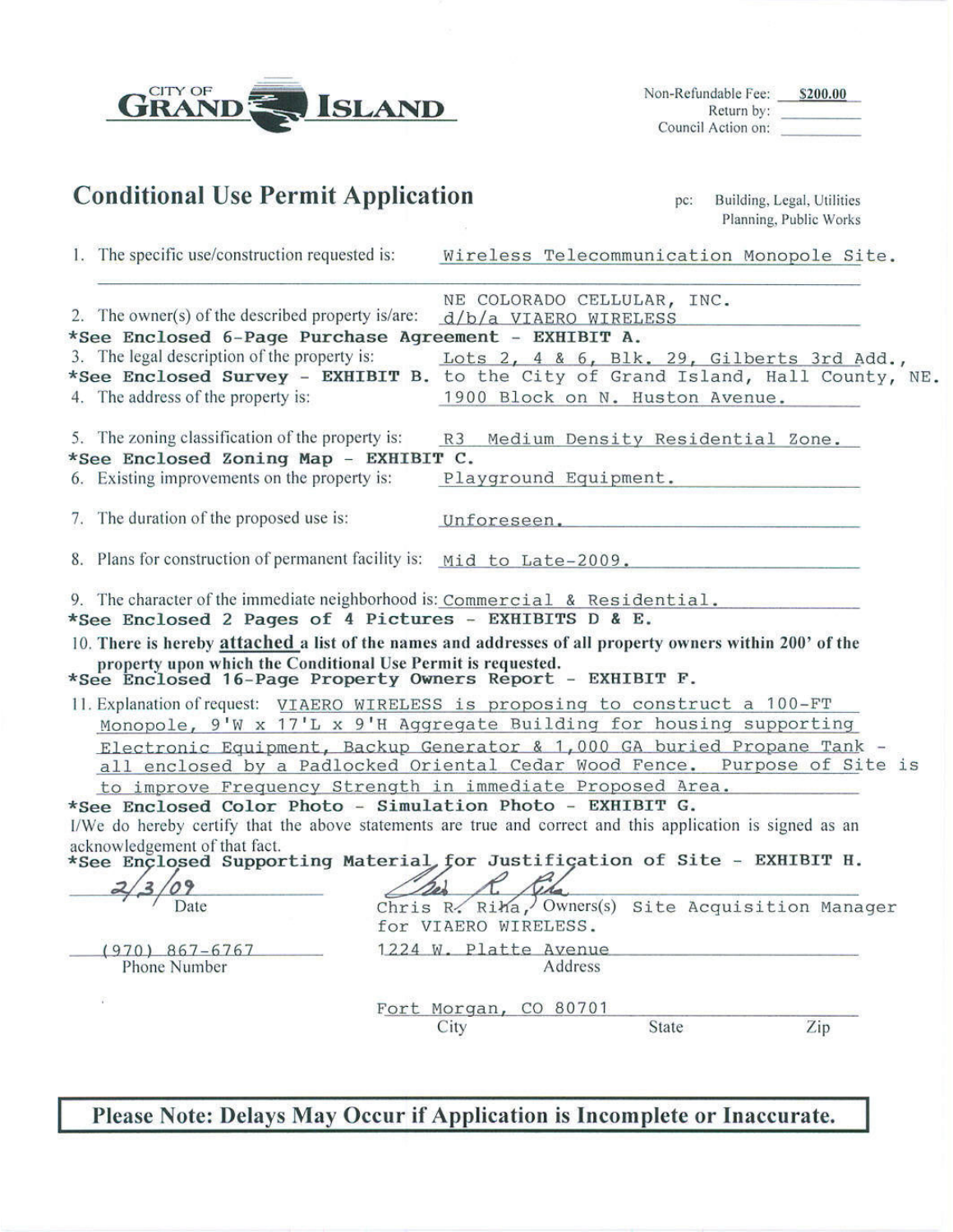**CITY OF GRAND ISLAND**

Non-Refundable Fee: **$200.00**
Return by: ____
Council Action on: ____

## Conditional Use Permit Application

pc: Building, Legal, Utilities Planning, Public Works

1. The specific use/construction requested is: Wireless Telecommunication Monopole Site.

2. The owner(s) of the described property is/are: NE COLORADO CELLULAR, INC. d/b/a VIAERO WIRELESS

*See Enclosed 6-Page Purchase Agreement - EXHIBIT A.

3. The legal description of the property is: Lots 2, 4 & 6, Blk. 29, Gilberts 3rd Add., to the City of Grand Island, Hall County, NE.

*See Enclosed Survey - EXHIBIT B.

4. The address of the property is: 1900 Block on N. Huston Avenue.

5. The zoning classification of the property is: R3 Medium Density Residential Zone.

*See Enclosed Zoning Map - EXHIBIT C.

6. Existing improvements on the property is: Playground Equipment.

7. The duration of the proposed use is: Unforeseen.

8. Plans for construction of permanent facility is: Mid to Late-2009.

9. The character of the immediate neighborhood is: Commercial & Residential.

*See Enclosed 2 Pages of 4 Pictures - EXHIBITS D & E.

10. **There is hereby attached a list of the names and addresses of all property owners within 200' of the property upon which the Conditional Use Permit is requested.**

*See Enclosed 16-Page Property Owners Report - EXHIBIT F.

11. Explanation of request: VIAERO WIRELESS is proposing to construct a 100-FT Monopole, 9'W x 17'L x 9'H Aggregate Building for housing supporting Electronic Equipment, Backup Generator & 1,000 GA buried Propane Tank - all enclosed by a Padlocked Oriental Cedar Wood Fence. Purpose of Site is to improve Frequency Strength in immediate Proposed Area.

*See Enclosed Color Photo - Simulation Photo - EXHIBIT G.

I/We do hereby certify that the above statements are true and correct and this application is signed as an acknowledgement of that fact.

*See Enclosed Supporting Material for Justification of Site - EXHIBIT H.

2/3/09
Date

Chris R. Riha, Owners(s) Site Acquisition Manager for VIAERO WIRELESS.

(970) 867-6767
Phone Number

1224 W. Platte Avenue
Address

Fort Morgan, CO 80701
City State Zip

**Please Note: Delays May Occur if Application is Incomplete or Inaccurate.**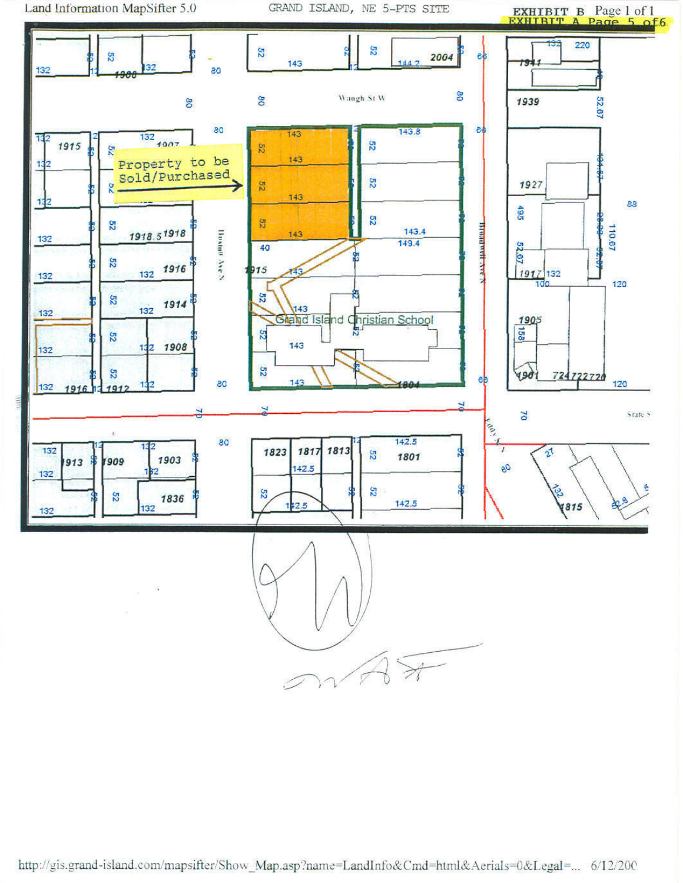Land Information MapSifter 5.0

GRAND ISLAND, NE 5-PTS SITE

**EXHIBIT B** Page 1 of 1
**EXHIBIT A Page 5 of 6**

Property to be Sold/Purchased

Grand Island Christian School

Waugh St W

Huston Ave N

Broadwell Ave N

State St

Eddy St

http://gis.grand-island.com/mapsifter/Show_Map.asp?name=LandInfo&Cmd=html&Aerials=0&Legal=... 6/12/200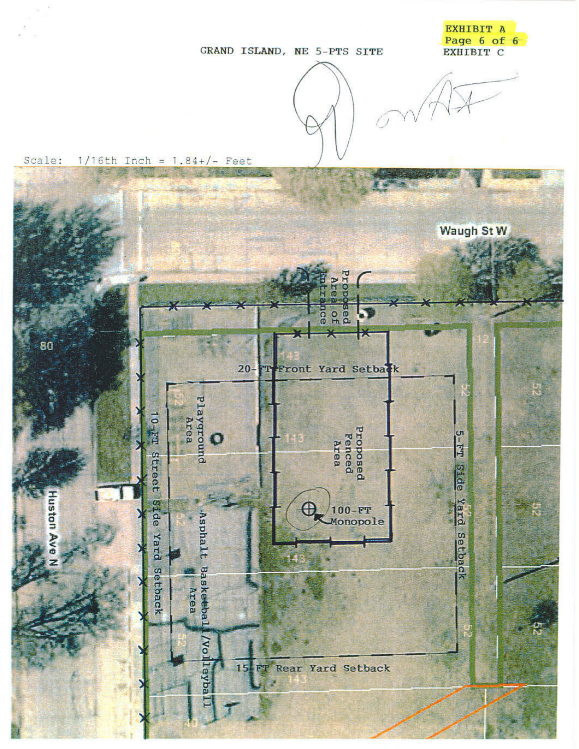EXHIBIT A
Page 6 of 6
EXHIBIT C

GRAND ISLAND, NE 5-PTS SITE

Scale: 1/16th Inch = 1.84+/- Feet

Waugh St W

Proposed Area of Entrance

20-FT Front Yard Setback

Playground Area

Proposed Fenced Area

10-FT Street Side Yard Setback

5-FT Side Yard Setback

100-FT Monopole

Asphalt Basketball/Volleyball Area

Huston Ave N

15-FT Rear Yard Setback

80

143

143

143

143

52

52

52

52

52

52

52

52

12

40